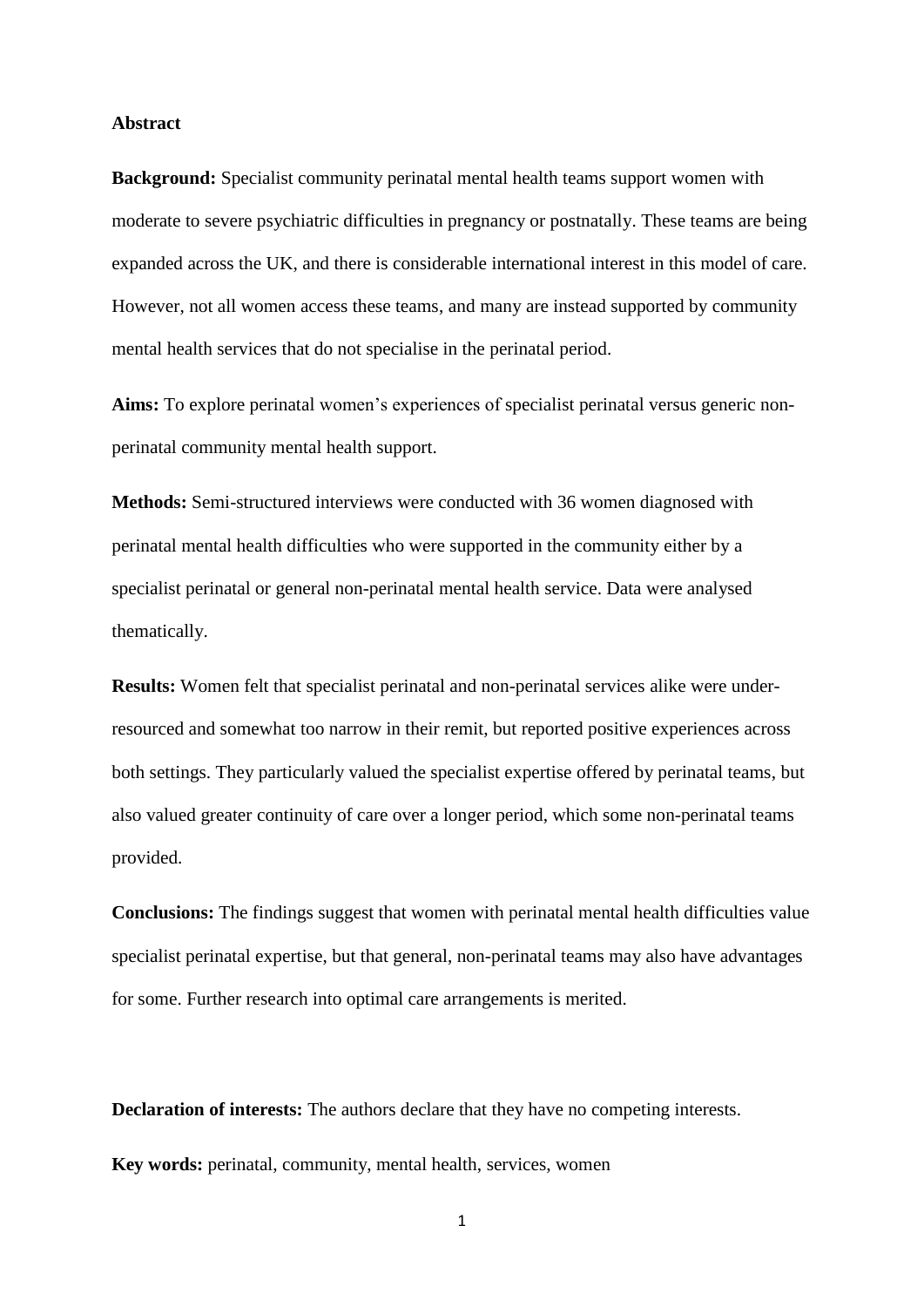## Abstract

**Background:** Specialist community perinatal mental health teams support women with moderate to severe psychiatric difficulties in pregnancy or postnatally. These teams are being expanded across the UK, and there is considerable international interest in this model of care. However, not all women access these teams, and many are instead supported by community mental health services that do not specialise in the perinatal period.

**Aims:** To explore perinatal women's experiences of specialist perinatal versus generic non-perinatal community mental health support.

**Methods:** Semi-structured interviews were conducted with 36 women diagnosed with perinatal mental health difficulties who were supported in the community either by a specialist perinatal or general non-perinatal mental health service. Data were analysed thematically.

**Results:** Women felt that specialist perinatal and non-perinatal services alike were under-resourced and somewhat too narrow in their remit, but reported positive experiences across both settings. They particularly valued the specialist expertise offered by perinatal teams, but also valued greater continuity of care over a longer period, which some non-perinatal teams provided.

**Conclusions:** The findings suggest that women with perinatal mental health difficulties value specialist perinatal expertise, but that general, non-perinatal teams may also have advantages for some. Further research into optimal care arrangements is merited.

**Declaration of interests:** The authors declare that they have no competing interests.

**Key words:** perinatal, community, mental health, services, women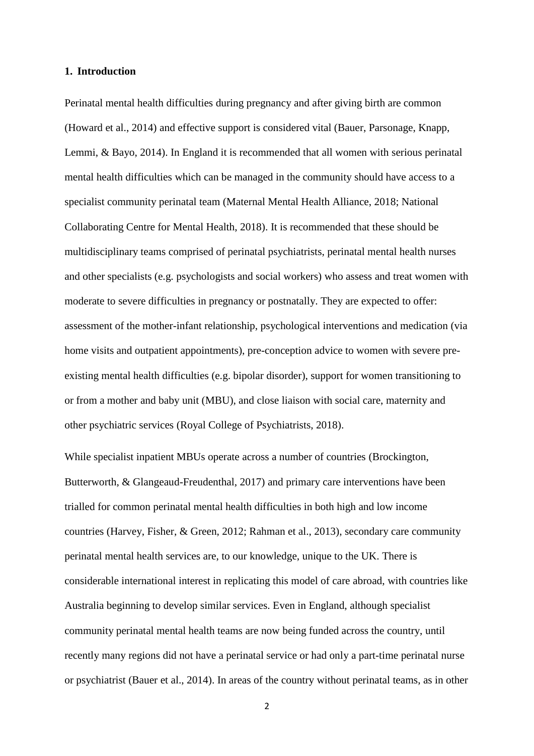## 1. Introduction

Perinatal mental health difficulties during pregnancy and after giving birth are common (Howard et al., 2014) and effective support is considered vital (Bauer, Parsonage, Knapp, Lemmi, & Bayo, 2014). In England it is recommended that all women with serious perinatal mental health difficulties which can be managed in the community should have access to a specialist community perinatal team (Maternal Mental Health Alliance, 2018; National Collaborating Centre for Mental Health, 2018). It is recommended that these should be multidisciplinary teams comprised of perinatal psychiatrists, perinatal mental health nurses and other specialists (e.g. psychologists and social workers) who assess and treat women with moderate to severe difficulties in pregnancy or postnatally. They are expected to offer: assessment of the mother-infant relationship, psychological interventions and medication (via home visits and outpatient appointments), pre-conception advice to women with severe pre-existing mental health difficulties (e.g. bipolar disorder), support for women transitioning to or from a mother and baby unit (MBU), and close liaison with social care, maternity and other psychiatric services (Royal College of Psychiatrists, 2018).

While specialist inpatient MBUs operate across a number of countries (Brockington, Butterworth, & Glangeaud-Freudenthal, 2017) and primary care interventions have been trialled for common perinatal mental health difficulties in both high and low income countries (Harvey, Fisher, & Green, 2012; Rahman et al., 2013), secondary care community perinatal mental health services are, to our knowledge, unique to the UK. There is considerable international interest in replicating this model of care abroad, with countries like Australia beginning to develop similar services. Even in England, although specialist community perinatal mental health teams are now being funded across the country, until recently many regions did not have a perinatal service or had only a part-time perinatal nurse or psychiatrist (Bauer et al., 2014). In areas of the country without perinatal teams, as in other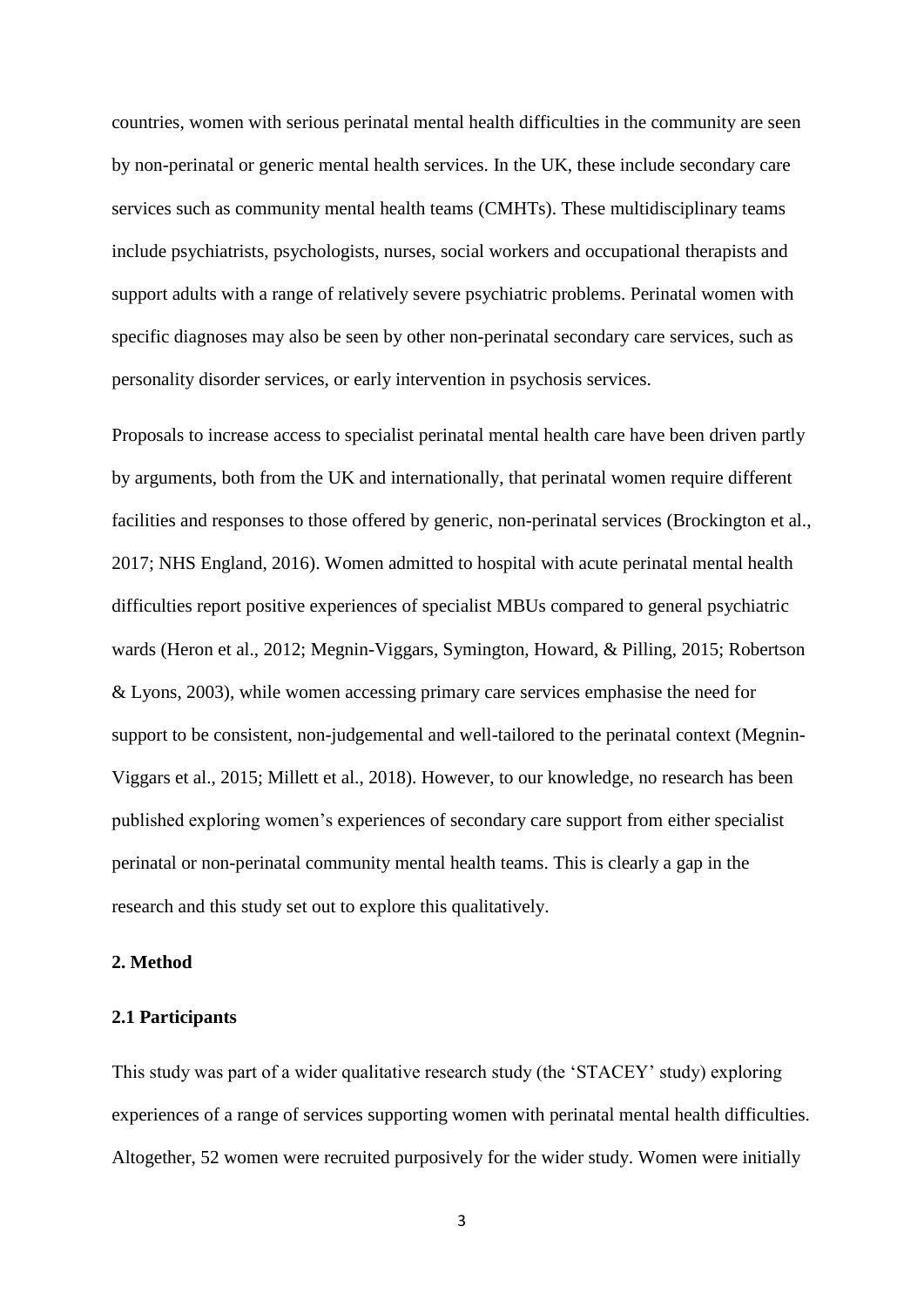countries, women with serious perinatal mental health difficulties in the community are seen by non-perinatal or generic mental health services. In the UK, these include secondary care services such as community mental health teams (CMHTs). These multidisciplinary teams include psychiatrists, psychologists, nurses, social workers and occupational therapists and support adults with a range of relatively severe psychiatric problems. Perinatal women with specific diagnoses may also be seen by other non-perinatal secondary care services, such as personality disorder services, or early intervention in psychosis services.

Proposals to increase access to specialist perinatal mental health care have been driven partly by arguments, both from the UK and internationally, that perinatal women require different facilities and responses to those offered by generic, non-perinatal services (Brockington et al., 2017; NHS England, 2016). Women admitted to hospital with acute perinatal mental health difficulties report positive experiences of specialist MBUs compared to general psychiatric wards (Heron et al., 2012; Megnin-Viggars, Symington, Howard, & Pilling, 2015; Robertson & Lyons, 2003), while women accessing primary care services emphasise the need for support to be consistent, non-judgemental and well-tailored to the perinatal context (Megnin-Viggars et al., 2015; Millett et al., 2018). However, to our knowledge, no research has been published exploring women's experiences of secondary care support from either specialist perinatal or non-perinatal community mental health teams. This is clearly a gap in the research and this study set out to explore this qualitatively.

## 2. Method

### 2.1 Participants

This study was part of a wider qualitative research study (the 'STACEY' study) exploring experiences of a range of services supporting women with perinatal mental health difficulties. Altogether, 52 women were recruited purposively for the wider study. Women were initially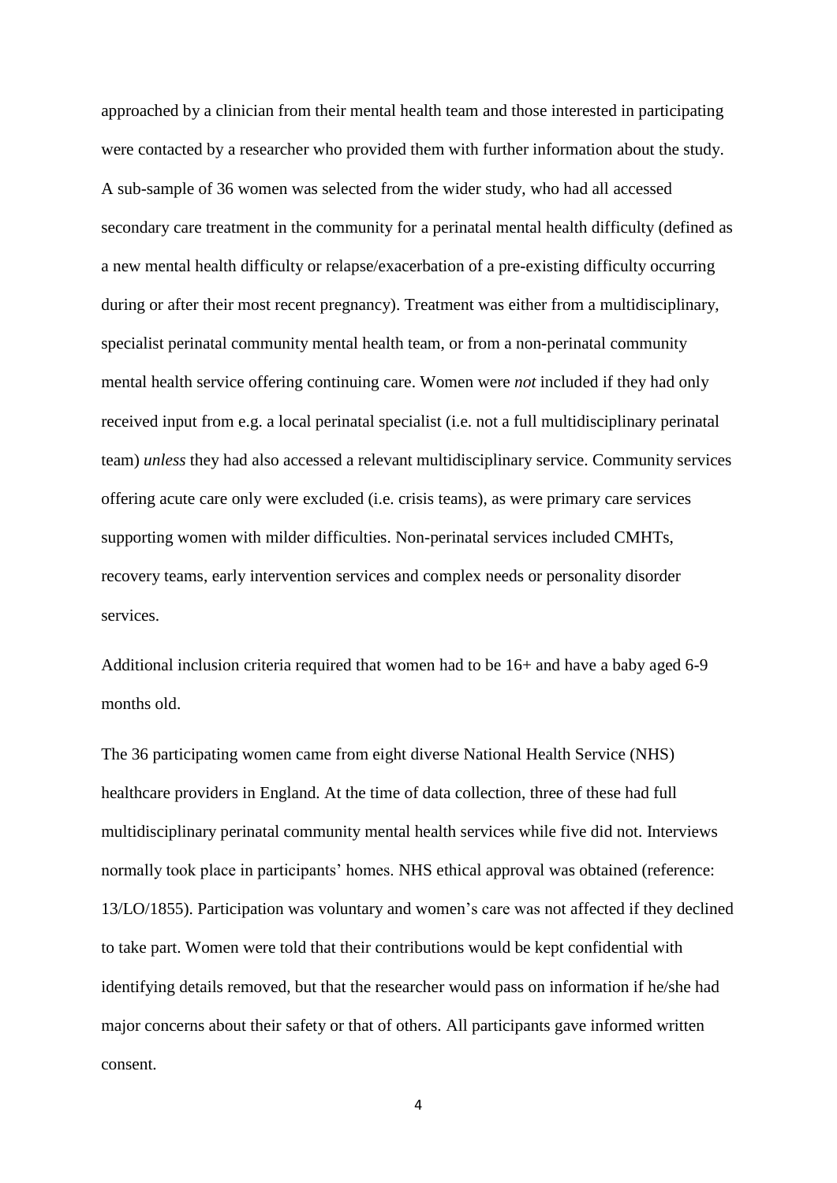approached by a clinician from their mental health team and those interested in participating were contacted by a researcher who provided them with further information about the study. A sub-sample of 36 women was selected from the wider study, who had all accessed secondary care treatment in the community for a perinatal mental health difficulty (defined as a new mental health difficulty or relapse/exacerbation of a pre-existing difficulty occurring during or after their most recent pregnancy). Treatment was either from a multidisciplinary, specialist perinatal community mental health team, or from a non-perinatal community mental health service offering continuing care. Women were *not* included if they had only received input from e.g. a local perinatal specialist (i.e. not a full multidisciplinary perinatal team) *unless* they had also accessed a relevant multidisciplinary service. Community services offering acute care only were excluded (i.e. crisis teams), as were primary care services supporting women with milder difficulties. Non-perinatal services included CMHTs, recovery teams, early intervention services and complex needs or personality disorder services.

Additional inclusion criteria required that women had to be 16+ and have a baby aged 6-9 months old.

The 36 participating women came from eight diverse National Health Service (NHS) healthcare providers in England. At the time of data collection, three of these had full multidisciplinary perinatal community mental health services while five did not. Interviews normally took place in participants' homes. NHS ethical approval was obtained (reference: 13/LO/1855). Participation was voluntary and women's care was not affected if they declined to take part. Women were told that their contributions would be kept confidential with identifying details removed, but that the researcher would pass on information if he/she had major concerns about their safety or that of others. All participants gave informed written consent.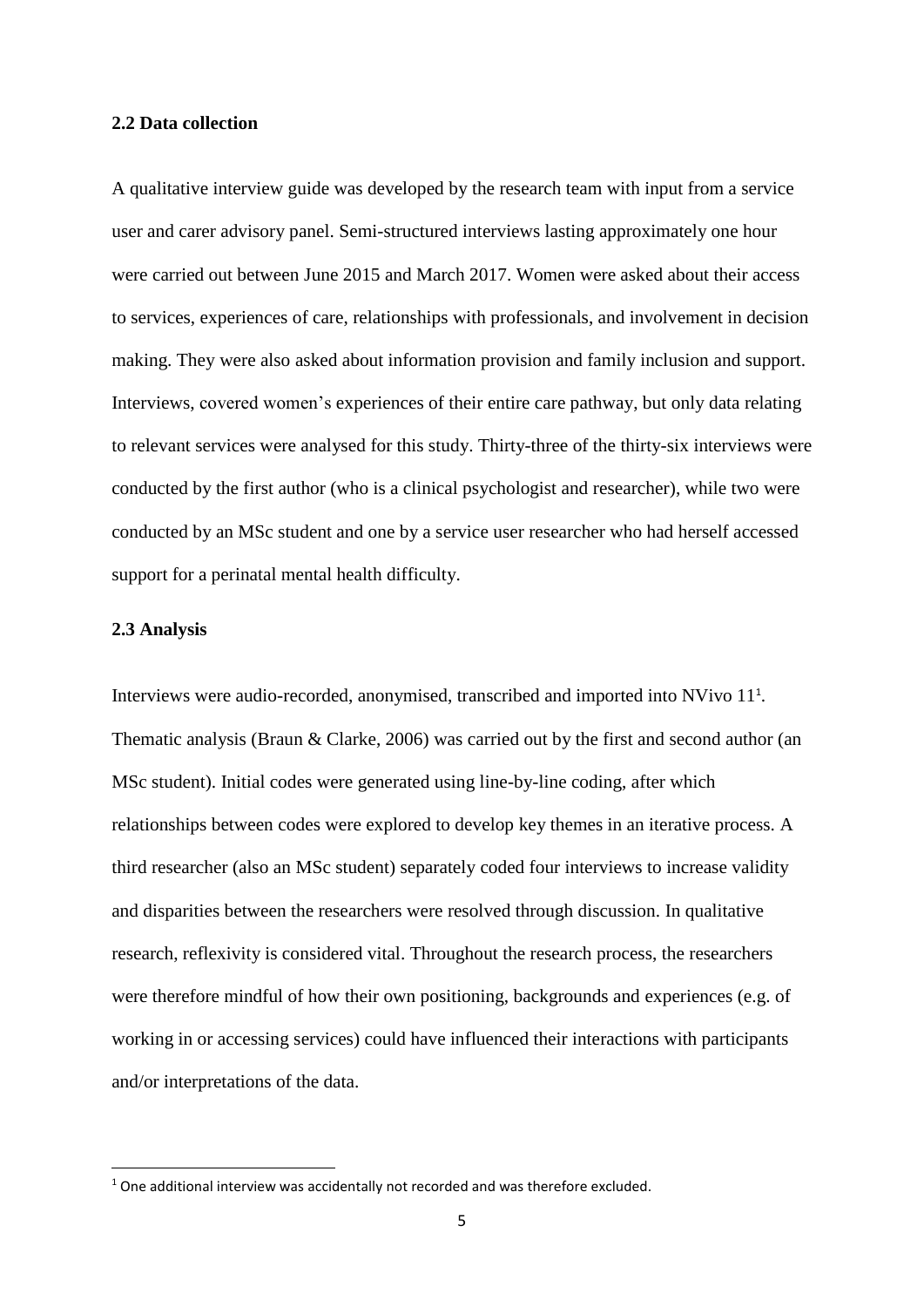### 2.2 Data collection

A qualitative interview guide was developed by the research team with input from a service user and carer advisory panel. Semi-structured interviews lasting approximately one hour were carried out between June 2015 and March 2017. Women were asked about their access to services, experiences of care, relationships with professionals, and involvement in decision making. They were also asked about information provision and family inclusion and support. Interviews, covered women's experiences of their entire care pathway, but only data relating to relevant services were analysed for this study. Thirty-three of the thirty-six interviews were conducted by the first author (who is a clinical psychologist and researcher), while two were conducted by an MSc student and one by a service user researcher who had herself accessed support for a perinatal mental health difficulty.

### 2.3 Analysis

Interviews were audio-recorded, anonymised, transcribed and imported into NVivo 11[1]. Thematic analysis (Braun & Clarke, 2006) was carried out by the first and second author (an MSc student). Initial codes were generated using line-by-line coding, after which relationships between codes were explored to develop key themes in an iterative process. A third researcher (also an MSc student) separately coded four interviews to increase validity and disparities between the researchers were resolved through discussion. In qualitative research, reflexivity is considered vital. Throughout the research process, the researchers were therefore mindful of how their own positioning, backgrounds and experiences (e.g. of working in or accessing services) could have influenced their interactions with participants and/or interpretations of the data.

[1] One additional interview was accidentally not recorded and was therefore excluded.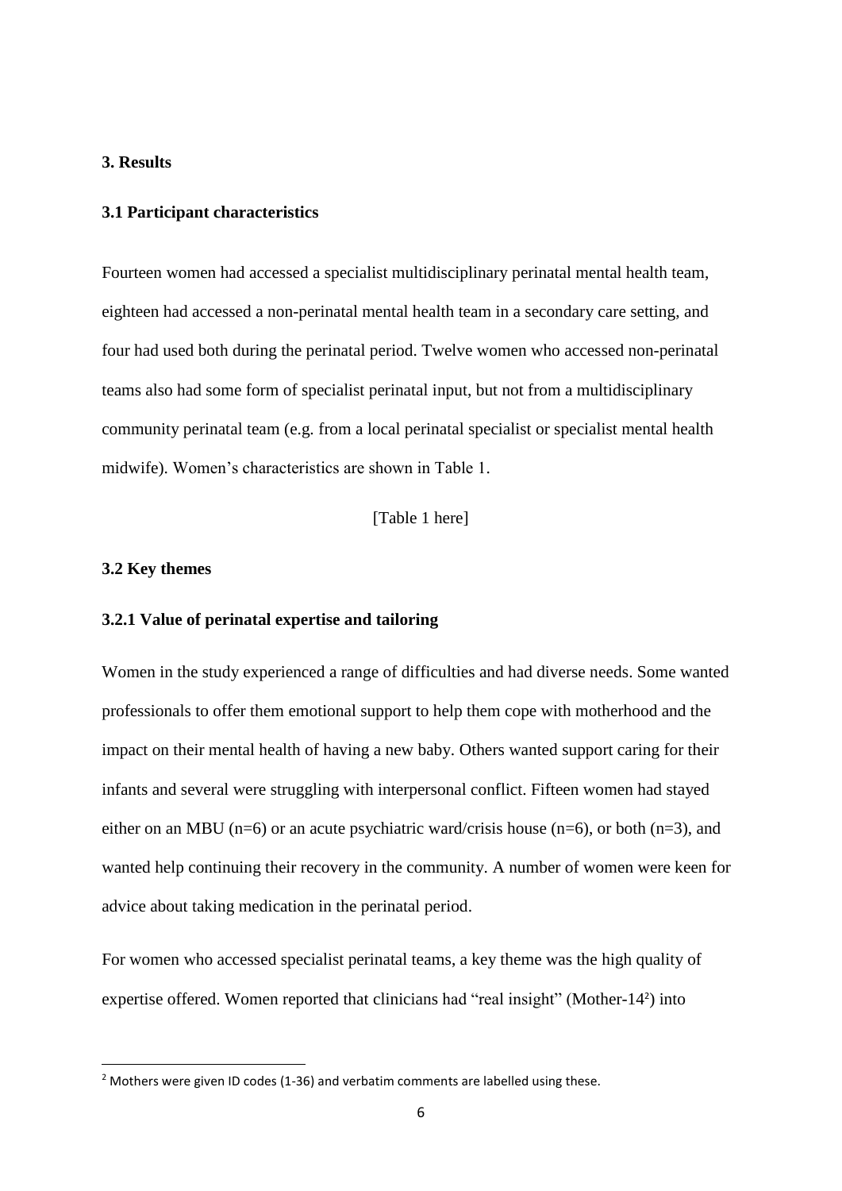## 3. Results

### 3.1 Participant characteristics

Fourteen women had accessed a specialist multidisciplinary perinatal mental health team, eighteen had accessed a non-perinatal mental health team in a secondary care setting, and four had used both during the perinatal period. Twelve women who accessed non-perinatal teams also had some form of specialist perinatal input, but not from a multidisciplinary community perinatal team (e.g. from a local perinatal specialist or specialist mental health midwife). Women's characteristics are shown in Table 1.

[Table 1 here]

### 3.2 Key themes

#### 3.2.1 Value of perinatal expertise and tailoring

Women in the study experienced a range of difficulties and had diverse needs. Some wanted professionals to offer them emotional support to help them cope with motherhood and the impact on their mental health of having a new baby. Others wanted support caring for their infants and several were struggling with interpersonal conflict. Fifteen women had stayed either on an MBU (n=6) or an acute psychiatric ward/crisis house (n=6), or both (n=3), and wanted help continuing their recovery in the community. A number of women were keen for advice about taking medication in the perinatal period.

For women who accessed specialist perinatal teams, a key theme was the high quality of expertise offered. Women reported that clinicians had "real insight" (Mother-14[2]) into

[2] Mothers were given ID codes (1-36) and verbatim comments are labelled using these.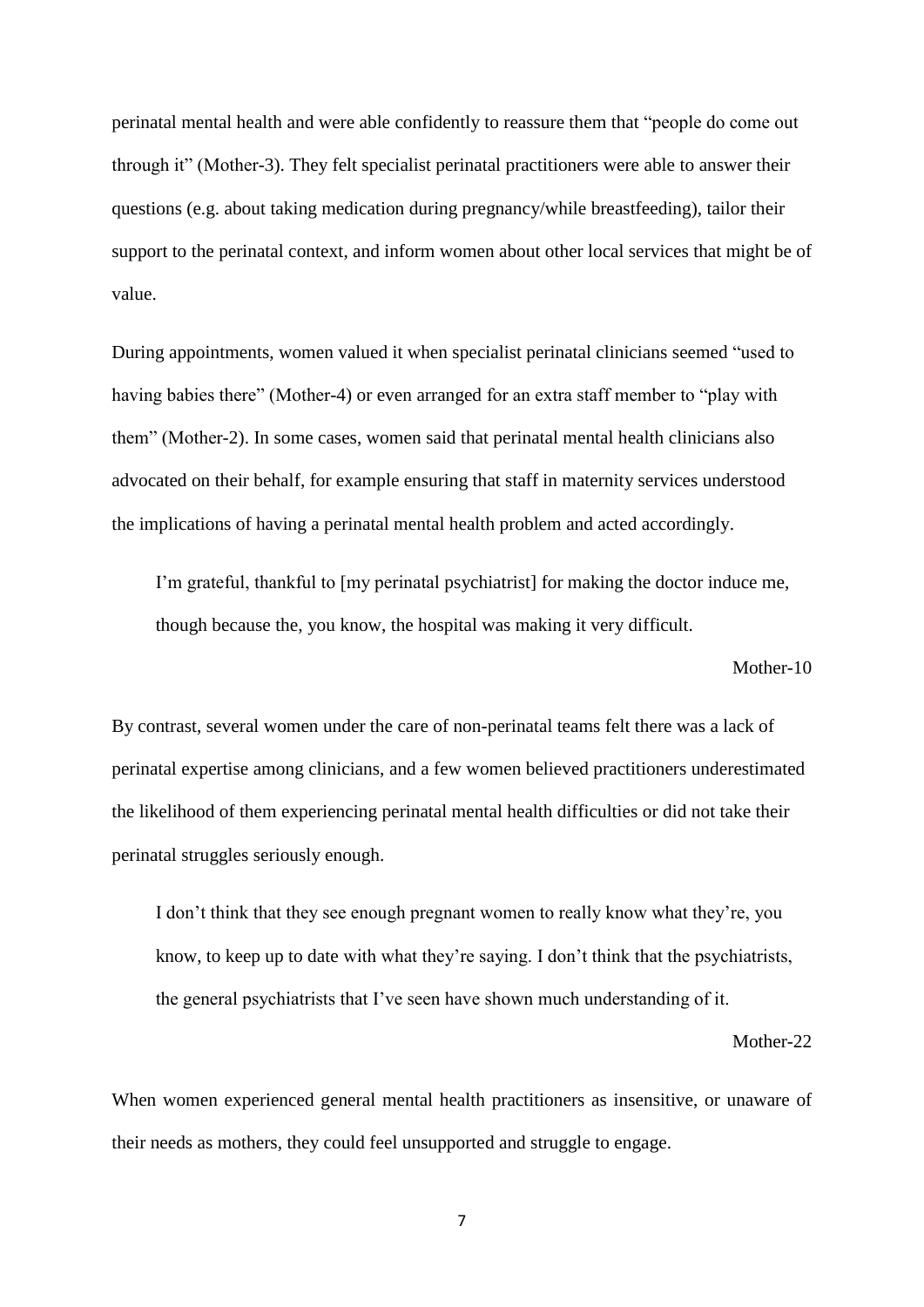perinatal mental health and were able confidently to reassure them that "people do come out through it" (Mother-3). They felt specialist perinatal practitioners were able to answer their questions (e.g. about taking medication during pregnancy/while breastfeeding), tailor their support to the perinatal context, and inform women about other local services that might be of value.

During appointments, women valued it when specialist perinatal clinicians seemed "used to having babies there" (Mother-4) or even arranged for an extra staff member to "play with them" (Mother-2). In some cases, women said that perinatal mental health clinicians also advocated on their behalf, for example ensuring that staff in maternity services understood the implications of having a perinatal mental health problem and acted accordingly.

> I'm grateful, thankful to [my perinatal psychiatrist] for making the doctor induce me, though because the, you know, the hospital was making it very difficult.
>
> Mother-10

By contrast, several women under the care of non-perinatal teams felt there was a lack of perinatal expertise among clinicians, and a few women believed practitioners underestimated the likelihood of them experiencing perinatal mental health difficulties or did not take their perinatal struggles seriously enough.

> I don't think that they see enough pregnant women to really know what they're, you know, to keep up to date with what they're saying. I don't think that the psychiatrists, the general psychiatrists that I've seen have shown much understanding of it.
>
> Mother-22

When women experienced general mental health practitioners as insensitive, or unaware of their needs as mothers, they could feel unsupported and struggle to engage.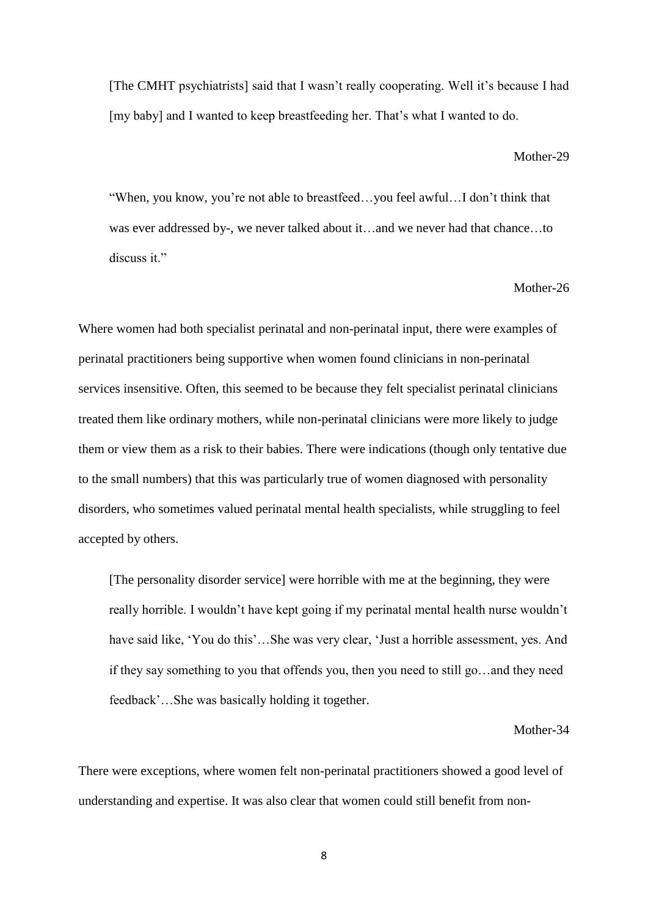> [The CMHT psychiatrists] said that I wasn't really cooperating. Well it's because I had [my baby] and I wanted to keep breastfeeding her. That's what I wanted to do.
>
> Mother-29

> "When, you know, you're not able to breastfeed…you feel awful…I don't think that was ever addressed by-, we never talked about it…and we never had that chance…to discuss it."
>
> Mother-26

Where women had both specialist perinatal and non-perinatal input, there were examples of perinatal practitioners being supportive when women found clinicians in non-perinatal services insensitive. Often, this seemed to be because they felt specialist perinatal clinicians treated them like ordinary mothers, while non-perinatal clinicians were more likely to judge them or view them as a risk to their babies. There were indications (though only tentative due to the small numbers) that this was particularly true of women diagnosed with personality disorders, who sometimes valued perinatal mental health specialists, while struggling to feel accepted by others.

> [The personality disorder service] were horrible with me at the beginning, they were really horrible. I wouldn't have kept going if my perinatal mental health nurse wouldn't have said like, 'You do this'…She was very clear, 'Just a horrible assessment, yes. And if they say something to you that offends you, then you need to still go…and they need feedback'…She was basically holding it together.
>
> Mother-34

There were exceptions, where women felt non-perinatal practitioners showed a good level of understanding and expertise. It was also clear that women could still benefit from non-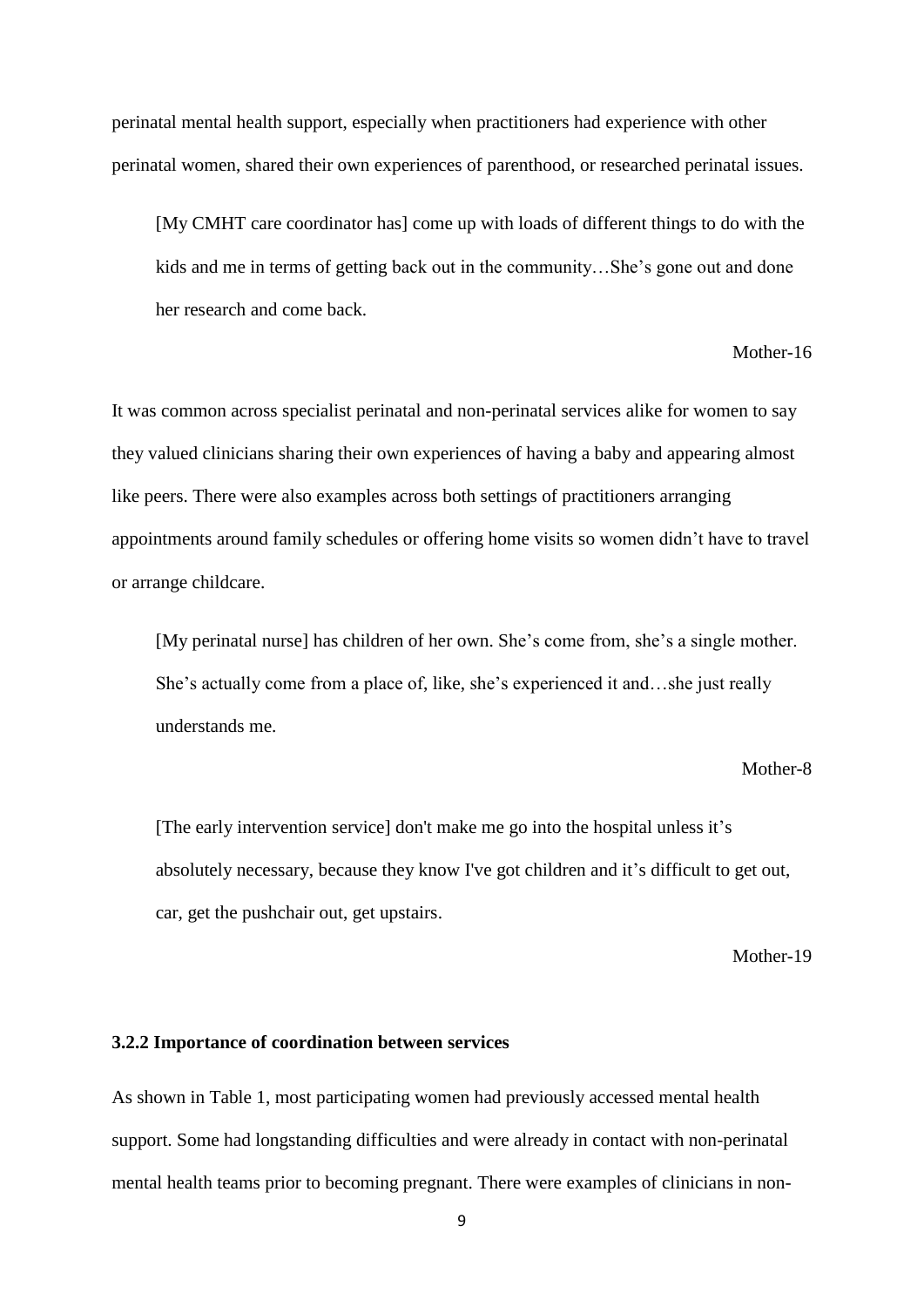perinatal mental health support, especially when practitioners had experience with other perinatal women, shared their own experiences of parenthood, or researched perinatal issues.

> [My CMHT care coordinator has] come up with loads of different things to do with the kids and me in terms of getting back out in the community…She's gone out and done her research and come back.
>
> Mother-16

It was common across specialist perinatal and non-perinatal services alike for women to say they valued clinicians sharing their own experiences of having a baby and appearing almost like peers. There were also examples across both settings of practitioners arranging appointments around family schedules or offering home visits so women didn't have to travel or arrange childcare.

> [My perinatal nurse] has children of her own. She's come from, she's a single mother. She's actually come from a place of, like, she's experienced it and…she just really understands me.
>
> Mother-8

> [The early intervention service] don't make me go into the hospital unless it's absolutely necessary, because they know I've got children and it's difficult to get out, car, get the pushchair out, get upstairs.
>
> Mother-19

### 3.2.2 Importance of coordination between services

As shown in Table 1, most participating women had previously accessed mental health support. Some had longstanding difficulties and were already in contact with non-perinatal mental health teams prior to becoming pregnant. There were examples of clinicians in non-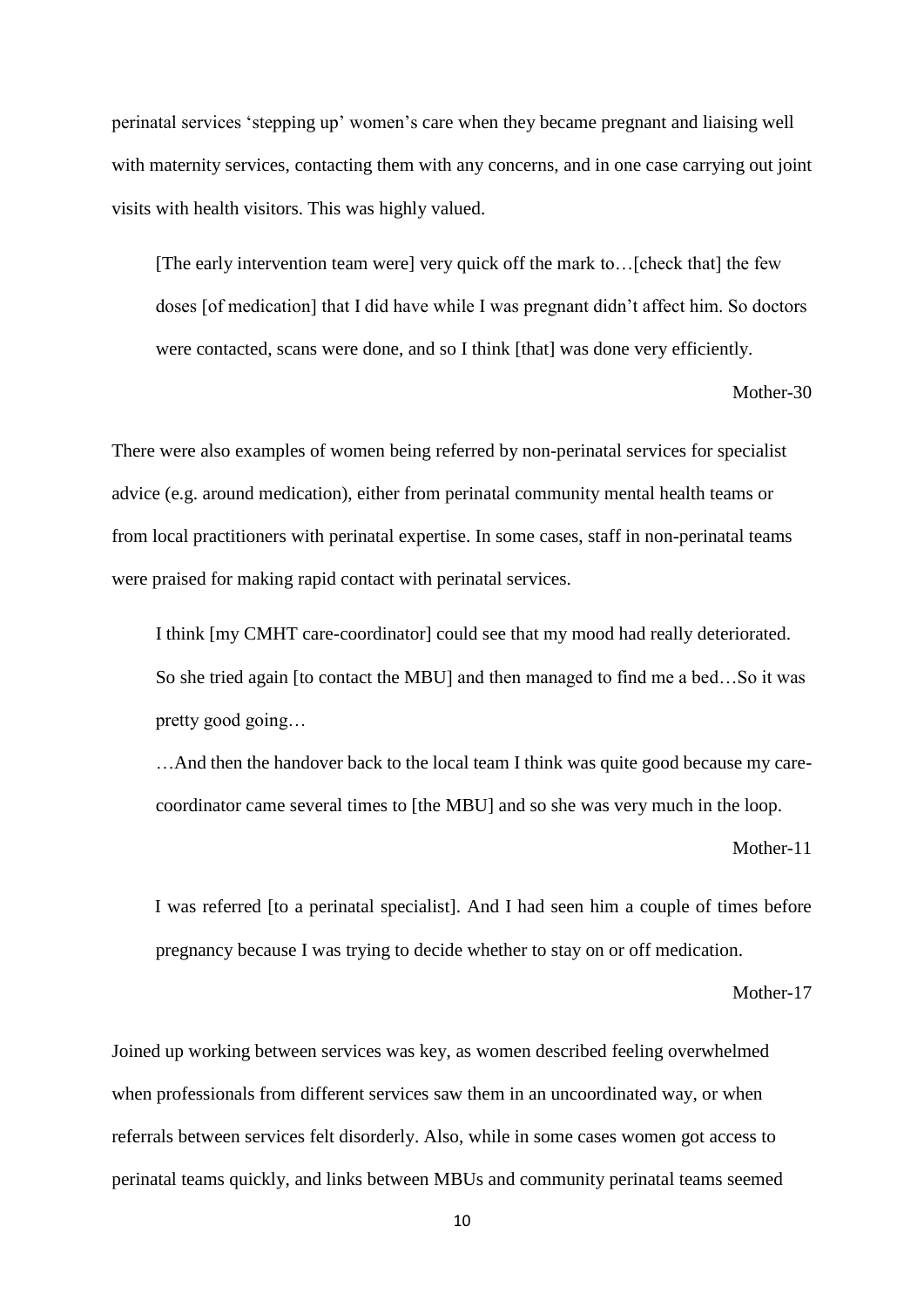perinatal services 'stepping up' women's care when they became pregnant and liaising well with maternity services, contacting them with any concerns, and in one case carrying out joint visits with health visitors. This was highly valued.

> [The early intervention team were] very quick off the mark to…[check that] the few doses [of medication] that I did have while I was pregnant didn't affect him. So doctors were contacted, scans were done, and so I think [that] was done very efficiently.
>
> Mother-30

There were also examples of women being referred by non-perinatal services for specialist advice (e.g. around medication), either from perinatal community mental health teams or from local practitioners with perinatal expertise. In some cases, staff in non-perinatal teams were praised for making rapid contact with perinatal services.

> I think [my CMHT care-coordinator] could see that my mood had really deteriorated. So she tried again [to contact the MBU] and then managed to find me a bed…So it was pretty good going…
>
> …And then the handover back to the local team I think was quite good because my care-coordinator came several times to [the MBU] and so she was very much in the loop.
>
> Mother-11

> I was referred [to a perinatal specialist]. And I had seen him a couple of times before pregnancy because I was trying to decide whether to stay on or off medication.
>
> Mother-17

Joined up working between services was key, as women described feeling overwhelmed when professionals from different services saw them in an uncoordinated way, or when referrals between services felt disorderly. Also, while in some cases women got access to perinatal teams quickly, and links between MBUs and community perinatal teams seemed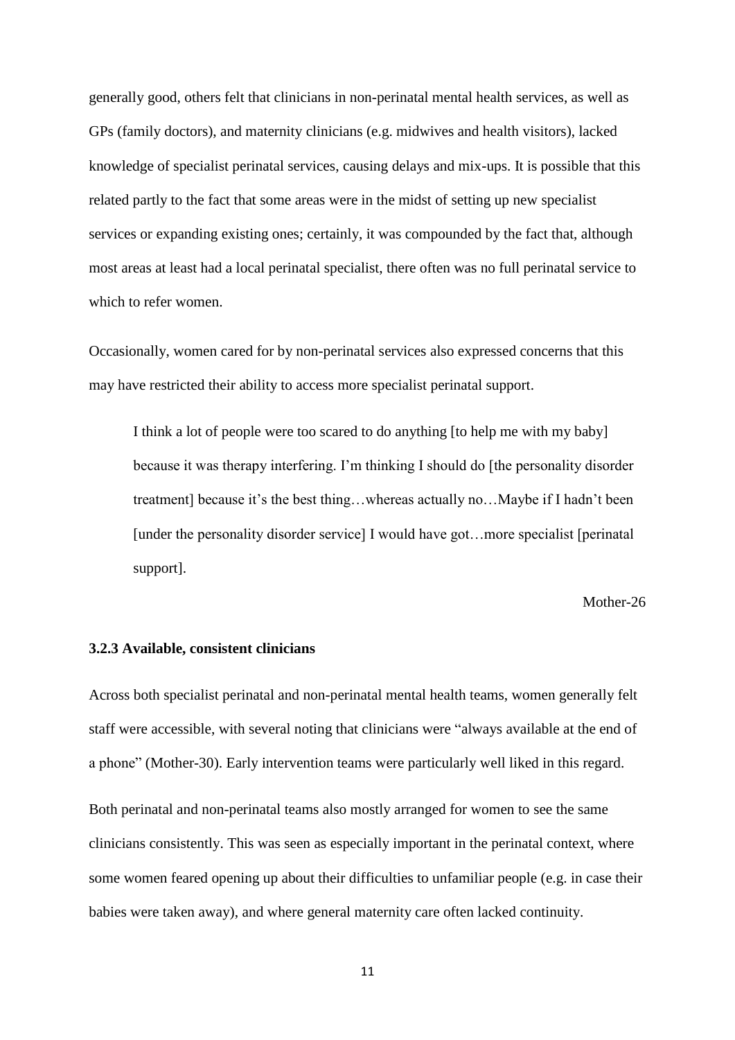generally good, others felt that clinicians in non-perinatal mental health services, as well as GPs (family doctors), and maternity clinicians (e.g. midwives and health visitors), lacked knowledge of specialist perinatal services, causing delays and mix-ups. It is possible that this related partly to the fact that some areas were in the midst of setting up new specialist services or expanding existing ones; certainly, it was compounded by the fact that, although most areas at least had a local perinatal specialist, there often was no full perinatal service to which to refer women.

Occasionally, women cared for by non-perinatal services also expressed concerns that this may have restricted their ability to access more specialist perinatal support.

> I think a lot of people were too scared to do anything [to help me with my baby] because it was therapy interfering. I'm thinking I should do [the personality disorder treatment] because it's the best thing…whereas actually no…Maybe if I hadn't been [under the personality disorder service] I would have got…more specialist [perinatal support].
>
> Mother-26

### 3.2.3 Available, consistent clinicians

Across both specialist perinatal and non-perinatal mental health teams, women generally felt staff were accessible, with several noting that clinicians were "always available at the end of a phone" (Mother-30). Early intervention teams were particularly well liked in this regard.

Both perinatal and non-perinatal teams also mostly arranged for women to see the same clinicians consistently. This was seen as especially important in the perinatal context, where some women feared opening up about their difficulties to unfamiliar people (e.g. in case their babies were taken away), and where general maternity care often lacked continuity.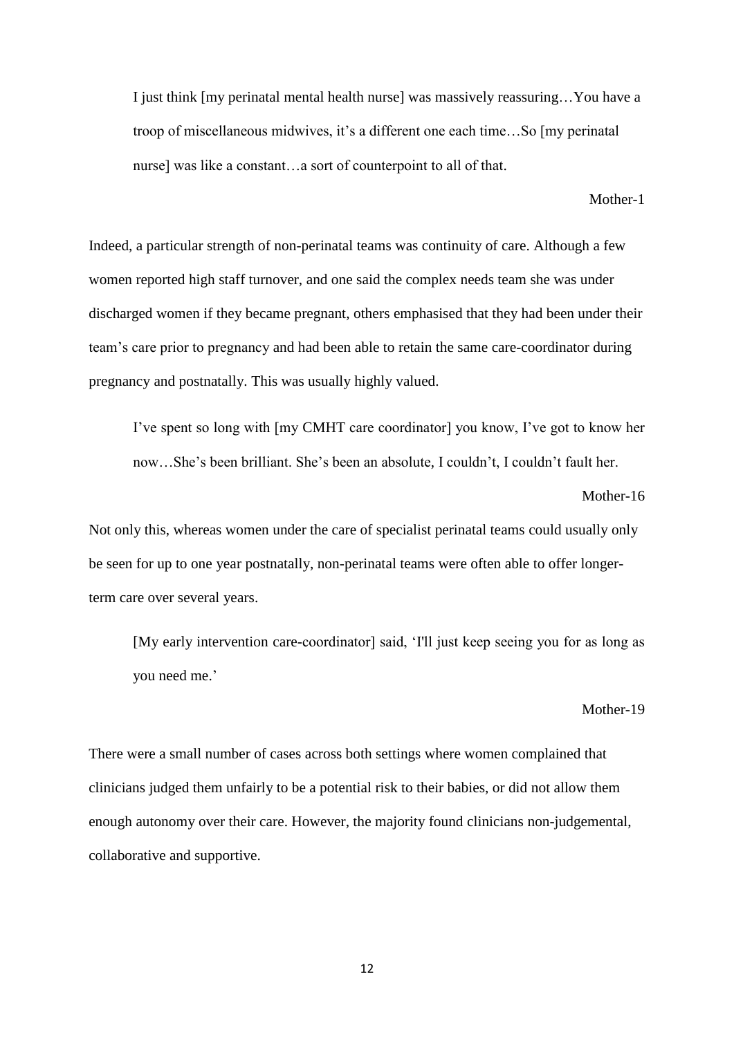> I just think [my perinatal mental health nurse] was massively reassuring…You have a troop of miscellaneous midwives, it's a different one each time…So [my perinatal nurse] was like a constant…a sort of counterpoint to all of that.
>
> Mother-1

Indeed, a particular strength of non-perinatal teams was continuity of care. Although a few women reported high staff turnover, and one said the complex needs team she was under discharged women if they became pregnant, others emphasised that they had been under their team's care prior to pregnancy and had been able to retain the same care-coordinator during pregnancy and postnatally. This was usually highly valued.

> I've spent so long with [my CMHT care coordinator] you know, I've got to know her now…She's been brilliant. She's been an absolute, I couldn't, I couldn't fault her.
>
> Mother-16

Not only this, whereas women under the care of specialist perinatal teams could usually only be seen for up to one year postnatally, non-perinatal teams were often able to offer longer-term care over several years.

> [My early intervention care-coordinator] said, 'I'll just keep seeing you for as long as you need me.'
>
> Mother-19

There were a small number of cases across both settings where women complained that clinicians judged them unfairly to be a potential risk to their babies, or did not allow them enough autonomy over their care. However, the majority found clinicians non-judgemental, collaborative and supportive.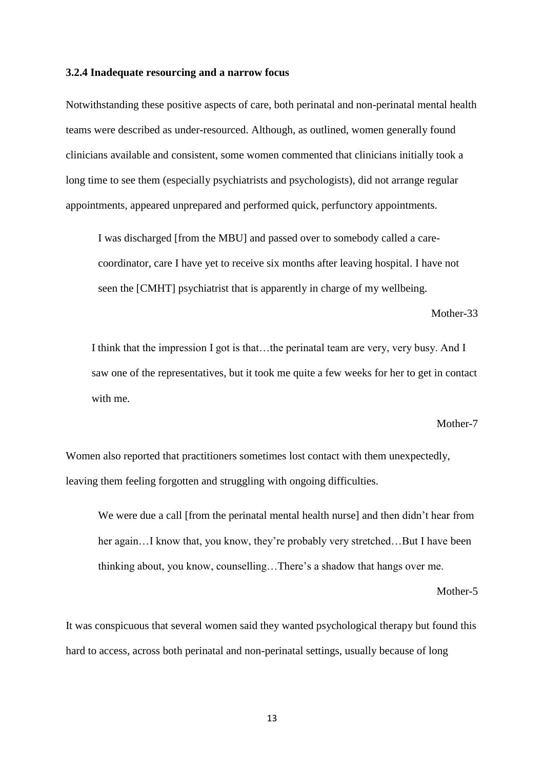### 3.2.4 Inadequate resourcing and a narrow focus

Notwithstanding these positive aspects of care, both perinatal and non-perinatal mental health teams were described as under-resourced. Although, as outlined, women generally found clinicians available and consistent, some women commented that clinicians initially took a long time to see them (especially psychiatrists and psychologists), did not arrange regular appointments, appeared unprepared and performed quick, perfunctory appointments.

> I was discharged [from the MBU] and passed over to somebody called a care-coordinator, care I have yet to receive six months after leaving hospital. I have not seen the [CMHT] psychiatrist that is apparently in charge of my wellbeing.
>
> Mother-33

> I think that the impression I got is that…the perinatal team are very, very busy. And I saw one of the representatives, but it took me quite a few weeks for her to get in contact with me.
>
> Mother-7

Women also reported that practitioners sometimes lost contact with them unexpectedly, leaving them feeling forgotten and struggling with ongoing difficulties.

> We were due a call [from the perinatal mental health nurse] and then didn't hear from her again…I know that, you know, they're probably very stretched…But I have been thinking about, you know, counselling…There's a shadow that hangs over me.
>
> Mother-5

It was conspicuous that several women said they wanted psychological therapy but found this hard to access, across both perinatal and non-perinatal settings, usually because of long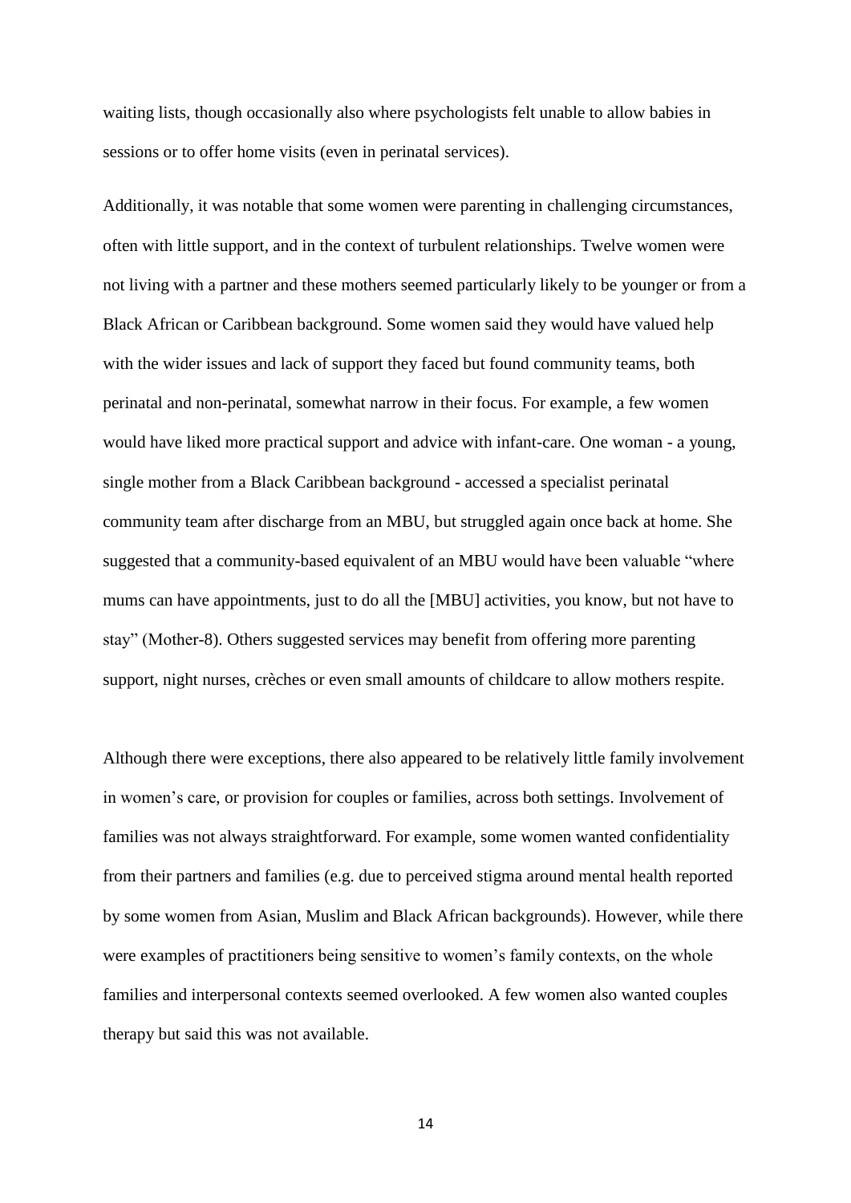waiting lists, though occasionally also where psychologists felt unable to allow babies in sessions or to offer home visits (even in perinatal services).

Additionally, it was notable that some women were parenting in challenging circumstances, often with little support, and in the context of turbulent relationships. Twelve women were not living with a partner and these mothers seemed particularly likely to be younger or from a Black African or Caribbean background. Some women said they would have valued help with the wider issues and lack of support they faced but found community teams, both perinatal and non-perinatal, somewhat narrow in their focus. For example, a few women would have liked more practical support and advice with infant-care. One woman - a young, single mother from a Black Caribbean background - accessed a specialist perinatal community team after discharge from an MBU, but struggled again once back at home. She suggested that a community-based equivalent of an MBU would have been valuable "where mums can have appointments, just to do all the [MBU] activities, you know, but not have to stay" (Mother-8). Others suggested services may benefit from offering more parenting support, night nurses, crèches or even small amounts of childcare to allow mothers respite.

Although there were exceptions, there also appeared to be relatively little family involvement in women's care, or provision for couples or families, across both settings. Involvement of families was not always straightforward. For example, some women wanted confidentiality from their partners and families (e.g. due to perceived stigma around mental health reported by some women from Asian, Muslim and Black African backgrounds). However, while there were examples of practitioners being sensitive to women's family contexts, on the whole families and interpersonal contexts seemed overlooked. A few women also wanted couples therapy but said this was not available.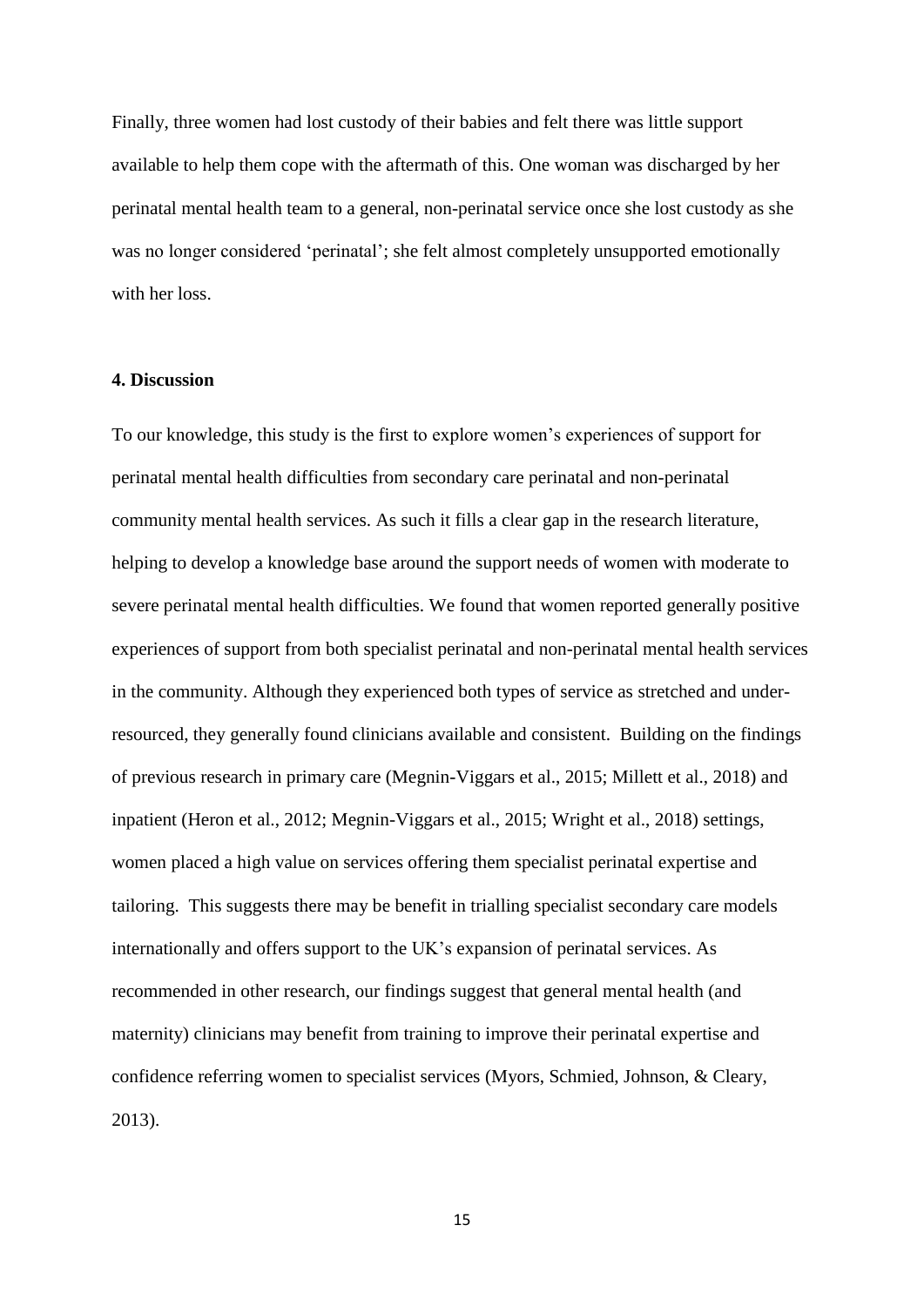Finally, three women had lost custody of their babies and felt there was little support available to help them cope with the aftermath of this. One woman was discharged by her perinatal mental health team to a general, non-perinatal service once she lost custody as she was no longer considered 'perinatal'; she felt almost completely unsupported emotionally with her loss.

## 4. Discussion

To our knowledge, this study is the first to explore women's experiences of support for perinatal mental health difficulties from secondary care perinatal and non-perinatal community mental health services. As such it fills a clear gap in the research literature, helping to develop a knowledge base around the support needs of women with moderate to severe perinatal mental health difficulties. We found that women reported generally positive experiences of support from both specialist perinatal and non-perinatal mental health services in the community. Although they experienced both types of service as stretched and under-resourced, they generally found clinicians available and consistent. Building on the findings of previous research in primary care (Megnin-Viggars et al., 2015; Millett et al., 2018) and inpatient (Heron et al., 2012; Megnin-Viggars et al., 2015; Wright et al., 2018) settings, women placed a high value on services offering them specialist perinatal expertise and tailoring. This suggests there may be benefit in trialling specialist secondary care models internationally and offers support to the UK's expansion of perinatal services. As recommended in other research, our findings suggest that general mental health (and maternity) clinicians may benefit from training to improve their perinatal expertise and confidence referring women to specialist services (Myors, Schmied, Johnson, & Cleary, 2013).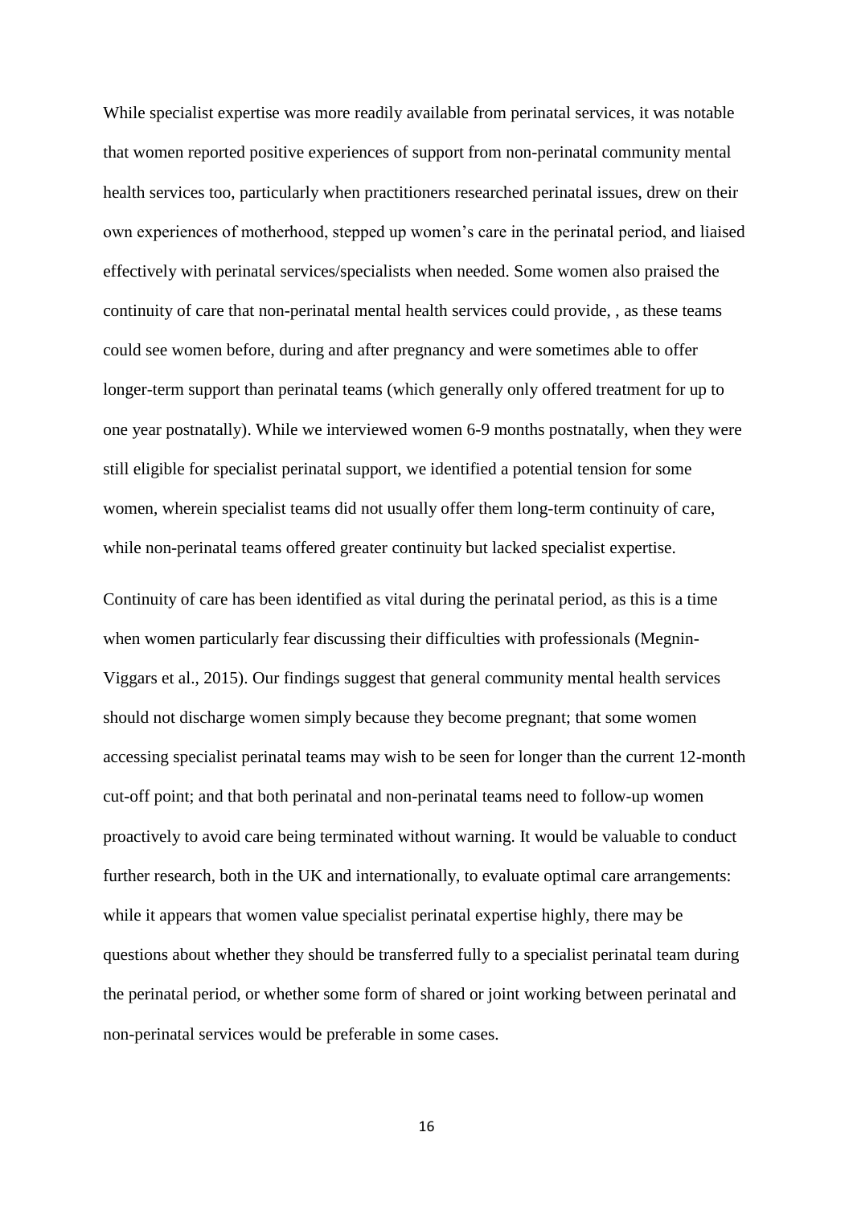While specialist expertise was more readily available from perinatal services, it was notable that women reported positive experiences of support from non-perinatal community mental health services too, particularly when practitioners researched perinatal issues, drew on their own experiences of motherhood, stepped up women's care in the perinatal period, and liaised effectively with perinatal services/specialists when needed. Some women also praised the continuity of care that non-perinatal mental health services could provide, , as these teams could see women before, during and after pregnancy and were sometimes able to offer longer-term support than perinatal teams (which generally only offered treatment for up to one year postnatally). While we interviewed women 6-9 months postnatally, when they were still eligible for specialist perinatal support, we identified a potential tension for some women, wherein specialist teams did not usually offer them long-term continuity of care, while non-perinatal teams offered greater continuity but lacked specialist expertise.

Continuity of care has been identified as vital during the perinatal period, as this is a time when women particularly fear discussing their difficulties with professionals (Megnin-Viggars et al., 2015). Our findings suggest that general community mental health services should not discharge women simply because they become pregnant; that some women accessing specialist perinatal teams may wish to be seen for longer than the current 12-month cut-off point; and that both perinatal and non-perinatal teams need to follow-up women proactively to avoid care being terminated without warning. It would be valuable to conduct further research, both in the UK and internationally, to evaluate optimal care arrangements: while it appears that women value specialist perinatal expertise highly, there may be questions about whether they should be transferred fully to a specialist perinatal team during the perinatal period, or whether some form of shared or joint working between perinatal and non-perinatal services would be preferable in some cases.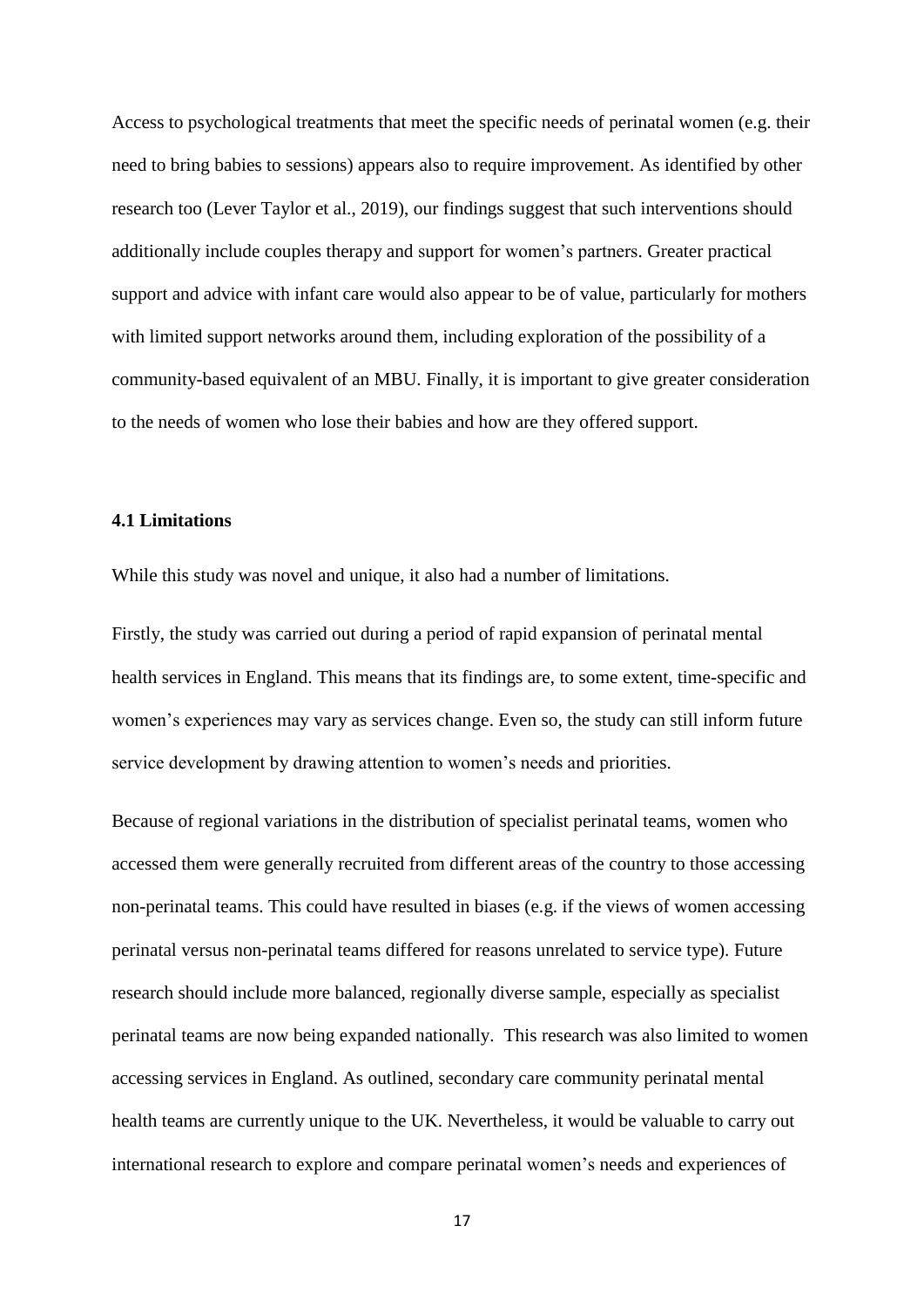Access to psychological treatments that meet the specific needs of perinatal women (e.g. their need to bring babies to sessions) appears also to require improvement. As identified by other research too (Lever Taylor et al., 2019), our findings suggest that such interventions should additionally include couples therapy and support for women's partners. Greater practical support and advice with infant care would also appear to be of value, particularly for mothers with limited support networks around them, including exploration of the possibility of a community-based equivalent of an MBU. Finally, it is important to give greater consideration to the needs of women who lose their babies and how are they offered support.

### 4.1 Limitations

While this study was novel and unique, it also had a number of limitations.

Firstly, the study was carried out during a period of rapid expansion of perinatal mental health services in England. This means that its findings are, to some extent, time-specific and women's experiences may vary as services change. Even so, the study can still inform future service development by drawing attention to women's needs and priorities.

Because of regional variations in the distribution of specialist perinatal teams, women who accessed them were generally recruited from different areas of the country to those accessing non-perinatal teams. This could have resulted in biases (e.g. if the views of women accessing perinatal versus non-perinatal teams differed for reasons unrelated to service type). Future research should include more balanced, regionally diverse sample, especially as specialist perinatal teams are now being expanded nationally. This research was also limited to women accessing services in England. As outlined, secondary care community perinatal mental health teams are currently unique to the UK. Nevertheless, it would be valuable to carry out international research to explore and compare perinatal women's needs and experiences of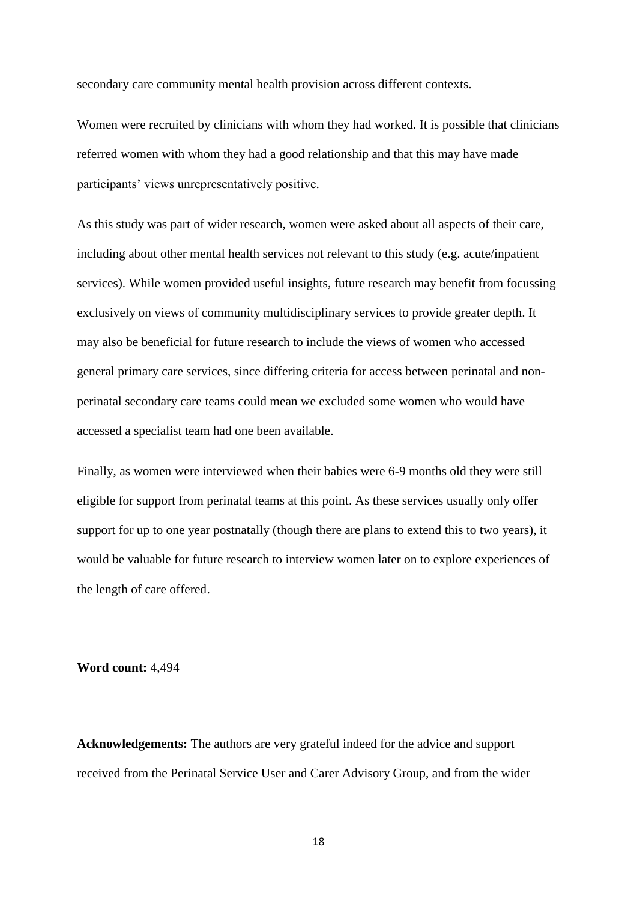secondary care community mental health provision across different contexts.

Women were recruited by clinicians with whom they had worked. It is possible that clinicians referred women with whom they had a good relationship and that this may have made participants' views unrepresentatively positive.

As this study was part of wider research, women were asked about all aspects of their care, including about other mental health services not relevant to this study (e.g. acute/inpatient services). While women provided useful insights, future research may benefit from focussing exclusively on views of community multidisciplinary services to provide greater depth. It may also be beneficial for future research to include the views of women who accessed general primary care services, since differing criteria for access between perinatal and non-perinatal secondary care teams could mean we excluded some women who would have accessed a specialist team had one been available.

Finally, as women were interviewed when their babies were 6-9 months old they were still eligible for support from perinatal teams at this point. As these services usually only offer support for up to one year postnatally (though there are plans to extend this to two years), it would be valuable for future research to interview women later on to explore experiences of the length of care offered.

**Word count:** 4,494

**Acknowledgements:** The authors are very grateful indeed for the advice and support received from the Perinatal Service User and Carer Advisory Group, and from the wider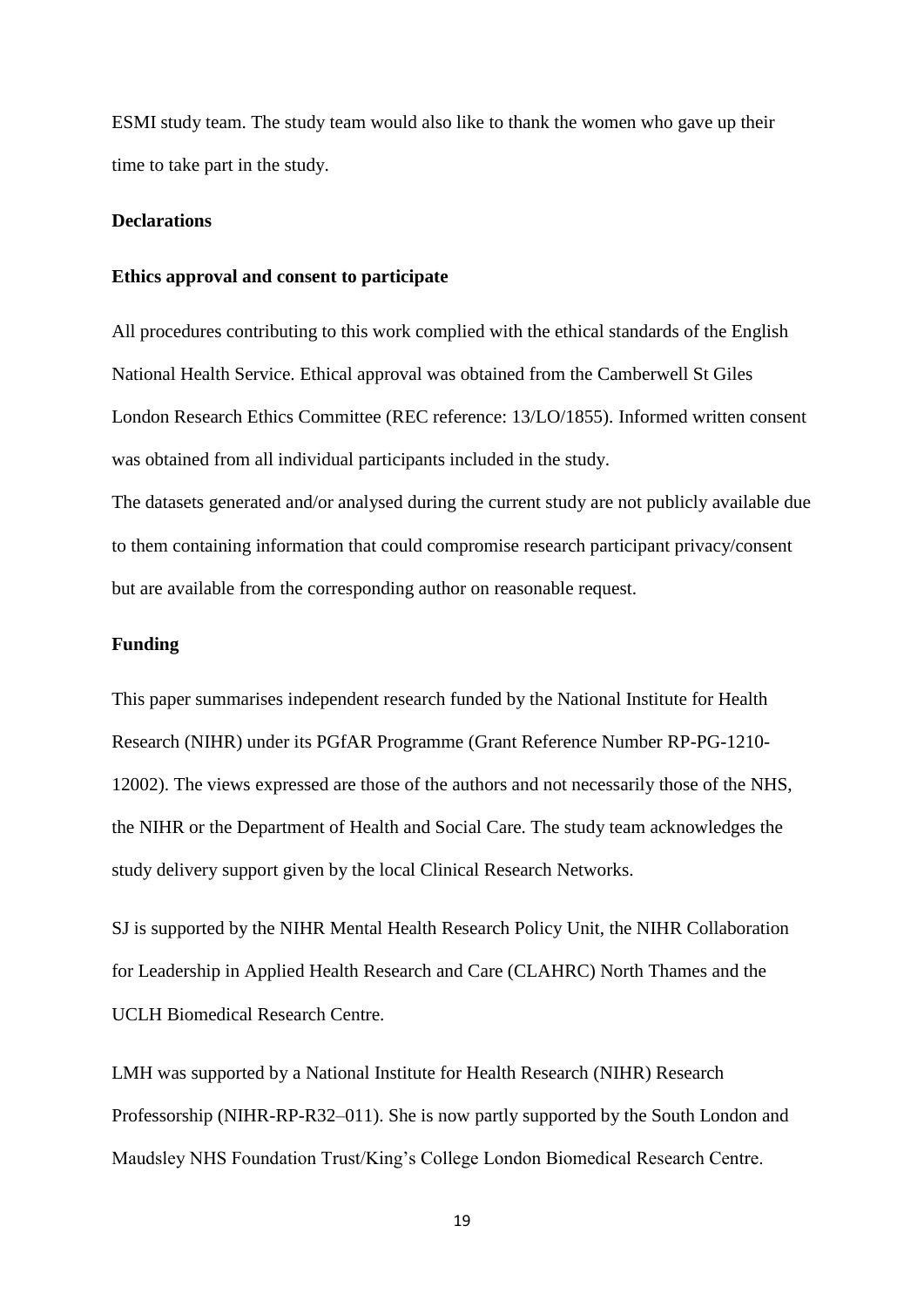ESMI study team. The study team would also like to thank the women who gave up their time to take part in the study.

## Declarations

### Ethics approval and consent to participate

All procedures contributing to this work complied with the ethical standards of the English National Health Service. Ethical approval was obtained from the Camberwell St Giles London Research Ethics Committee (REC reference: 13/LO/1855). Informed written consent was obtained from all individual participants included in the study.

The datasets generated and/or analysed during the current study are not publicly available due to them containing information that could compromise research participant privacy/consent but are available from the corresponding author on reasonable request.

### Funding

This paper summarises independent research funded by the National Institute for Health Research (NIHR) under its PGfAR Programme (Grant Reference Number RP-PG-1210-12002). The views expressed are those of the authors and not necessarily those of the NHS, the NIHR or the Department of Health and Social Care. The study team acknowledges the study delivery support given by the local Clinical Research Networks.

SJ is supported by the NIHR Mental Health Research Policy Unit, the NIHR Collaboration for Leadership in Applied Health Research and Care (CLAHRC) North Thames and the UCLH Biomedical Research Centre.

LMH was supported by a National Institute for Health Research (NIHR) Research Professorship (NIHR-RP-R32–011). She is now partly supported by the South London and Maudsley NHS Foundation Trust/King's College London Biomedical Research Centre.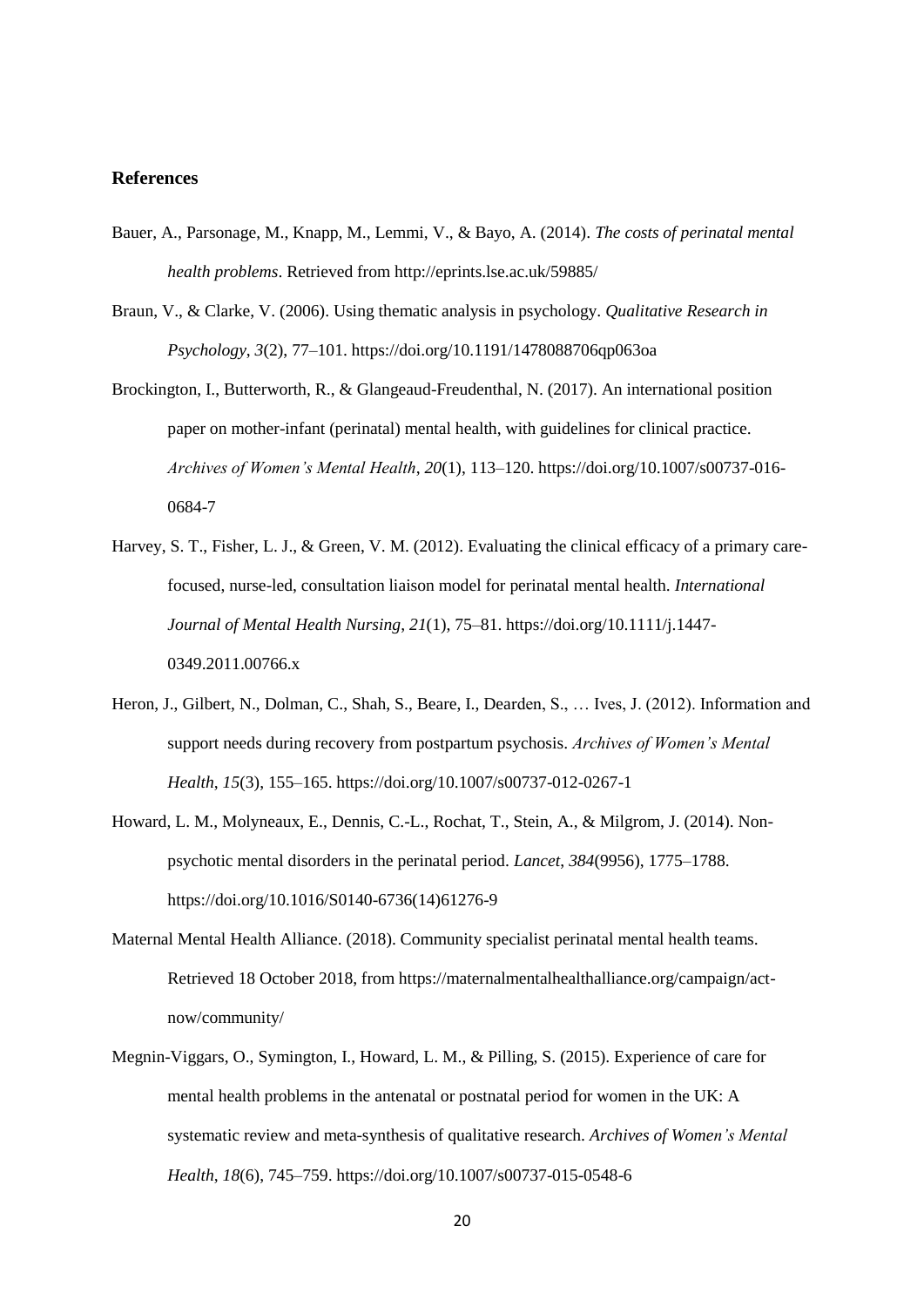## References

Bauer, A., Parsonage, M., Knapp, M., Lemmi, V., & Bayo, A. (2014). *The costs of perinatal mental health problems*. Retrieved from http://eprints.lse.ac.uk/59885/

Braun, V., & Clarke, V. (2006). Using thematic analysis in psychology. *Qualitative Research in Psychology*, *3*(2), 77–101. https://doi.org/10.1191/1478088706qp063oa

Brockington, I., Butterworth, R., & Glangeaud-Freudenthal, N. (2017). An international position paper on mother-infant (perinatal) mental health, with guidelines for clinical practice. *Archives of Women's Mental Health*, *20*(1), 113–120. https://doi.org/10.1007/s00737-016-0684-7

Harvey, S. T., Fisher, L. J., & Green, V. M. (2012). Evaluating the clinical efficacy of a primary care-focused, nurse-led, consultation liaison model for perinatal mental health. *International Journal of Mental Health Nursing*, *21*(1), 75–81. https://doi.org/10.1111/j.1447-0349.2011.00766.x

Heron, J., Gilbert, N., Dolman, C., Shah, S., Beare, I., Dearden, S., … Ives, J. (2012). Information and support needs during recovery from postpartum psychosis. *Archives of Women's Mental Health*, *15*(3), 155–165. https://doi.org/10.1007/s00737-012-0267-1

Howard, L. M., Molyneaux, E., Dennis, C.-L., Rochat, T., Stein, A., & Milgrom, J. (2014). Non-psychotic mental disorders in the perinatal period. *Lancet*, *384*(9956), 1775–1788. https://doi.org/10.1016/S0140-6736(14)61276-9

Maternal Mental Health Alliance. (2018). Community specialist perinatal mental health teams. Retrieved 18 October 2018, from https://maternalmentalhealthalliance.org/campaign/act-now/community/

Megnin-Viggars, O., Symington, I., Howard, L. M., & Pilling, S. (2015). Experience of care for mental health problems in the antenatal or postnatal period for women in the UK: A systematic review and meta-synthesis of qualitative research. *Archives of Women's Mental Health*, *18*(6), 745–759. https://doi.org/10.1007/s00737-015-0548-6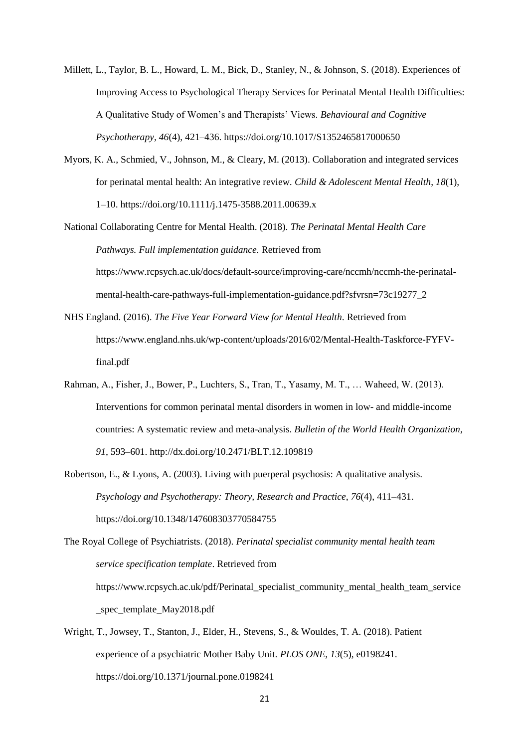Millett, L., Taylor, B. L., Howard, L. M., Bick, D., Stanley, N., & Johnson, S. (2018). Experiences of Improving Access to Psychological Therapy Services for Perinatal Mental Health Difficulties: A Qualitative Study of Women's and Therapists' Views. *Behavioural and Cognitive Psychotherapy*, *46*(4), 421–436. https://doi.org/10.1017/S1352465817000650

Myors, K. A., Schmied, V., Johnson, M., & Cleary, M. (2013). Collaboration and integrated services for perinatal mental health: An integrative review. *Child & Adolescent Mental Health*, *18*(1), 1–10. https://doi.org/10.1111/j.1475-3588.2011.00639.x

National Collaborating Centre for Mental Health. (2018). *The Perinatal Mental Health Care Pathways. Full implementation guidance.* Retrieved from https://www.rcpsych.ac.uk/docs/default-source/improving-care/nccmh/nccmh-the-perinatal-mental-health-care-pathways-full-implementation-guidance.pdf?sfvrsn=73c19277_2

NHS England. (2016). *The Five Year Forward View for Mental Health.* Retrieved from https://www.england.nhs.uk/wp-content/uploads/2016/02/Mental-Health-Taskforce-FYFV-final.pdf

Rahman, A., Fisher, J., Bower, P., Luchters, S., Tran, T., Yasamy, M. T., … Waheed, W. (2013). Interventions for common perinatal mental disorders in women in low- and middle-income countries: A systematic review and meta-analysis. *Bulletin of the World Health Organization*, *91*, 593–601. http://dx.doi.org/10.2471/BLT.12.109819

Robertson, E., & Lyons, A. (2003). Living with puerperal psychosis: A qualitative analysis. *Psychology and Psychotherapy: Theory, Research and Practice*, *76*(4), 411–431. https://doi.org/10.1348/147608303770584755

The Royal College of Psychiatrists. (2018). *Perinatal specialist community mental health team service specification template*. Retrieved from https://www.rcpsych.ac.uk/pdf/Perinatal_specialist_community_mental_health_team_service_spec_template_May2018.pdf

Wright, T., Jowsey, T., Stanton, J., Elder, H., Stevens, S., & Wouldes, T. A. (2018). Patient experience of a psychiatric Mother Baby Unit. *PLOS ONE*, *13*(5), e0198241. https://doi.org/10.1371/journal.pone.0198241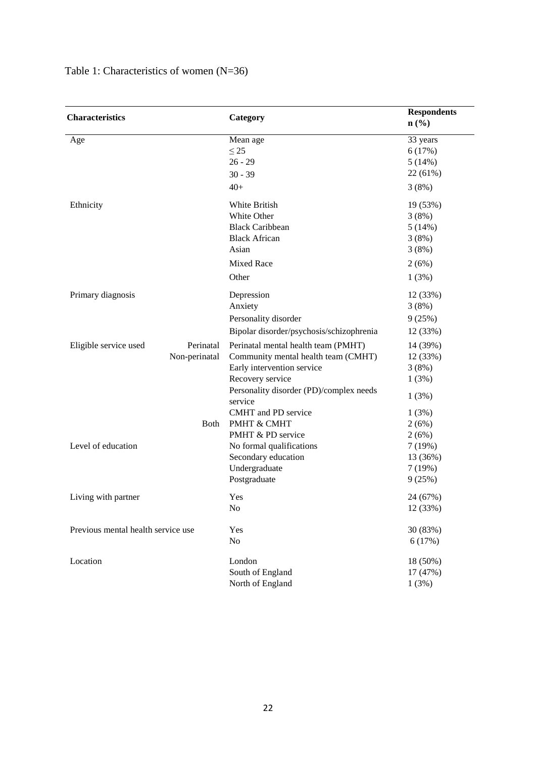Table 1: Characteristics of women (N=36)

| Characteristics | | Category | Respondents n (%) |
|---|---|---|---|
| Age | | Mean age | 33 years |
| | | ≤ 25 | 6 (17%) |
| | | 26 - 29 | 5 (14%) |
| | | 30 - 39 | 22 (61%) |
| | | 40+ | 3 (8%) |
| Ethnicity | | White British | 19 (53%) |
| | | White Other | 3 (8%) |
| | | Black Caribbean | 5 (14%) |
| | | Black African | 3 (8%) |
| | | Asian | 3 (8%) |
| | | Mixed Race | 2 (6%) |
| | | Other | 1 (3%) |
| Primary diagnosis | | Depression | 12 (33%) |
| | | Anxiety | 3 (8%) |
| | | Personality disorder | 9 (25%) |
| | | Bipolar disorder/psychosis/schizophrenia | 12 (33%) |
| Eligible service used | Perinatal | Perinatal mental health team (PMHT) | 14 (39%) |
| | Non-perinatal | Community mental health team (CMHT) | 12 (33%) |
| | | Early intervention service | 3 (8%) |
| | | Recovery service | 1 (3%) |
| | | Personality disorder (PD)/complex needs service | 1 (3%) |
| | | CMHT and PD service | 1 (3%) |
| | Both | PMHT & CMHT | 2 (6%) |
| | | PMHT & PD service | 2 (6%) |
| Level of education | | No formal qualifications | 7 (19%) |
| | | Secondary education | 13 (36%) |
| | | Undergraduate | 7 (19%) |
| | | Postgraduate | 9 (25%) |
| Living with partner | | Yes | 24 (67%) |
| | | No | 12 (33%) |
| Previous mental health service use | | Yes | 30 (83%) |
| | | No | 6 (17%) |
| Location | | London | 18 (50%) |
| | | South of England | 17 (47%) |
| | | North of England | 1 (3%) |